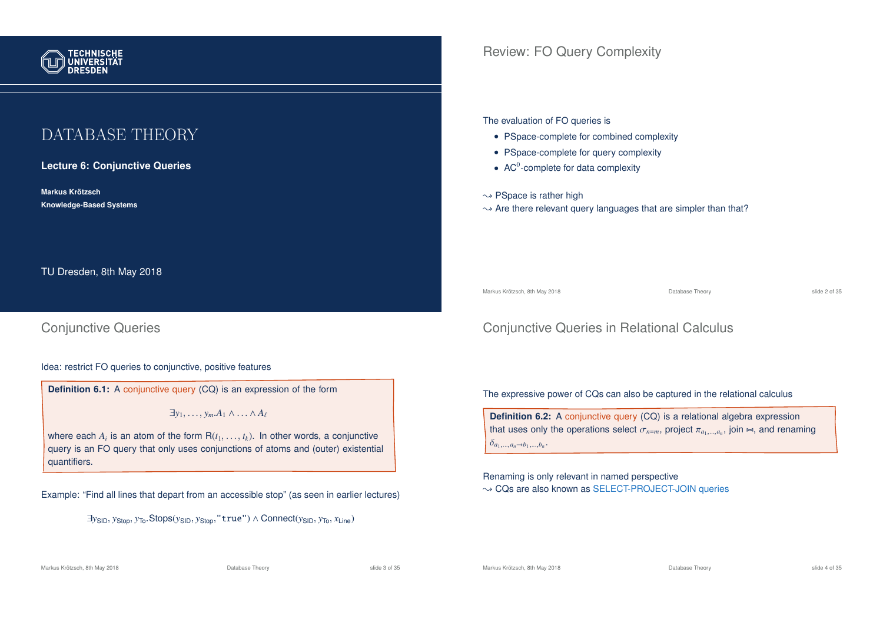TECHNISCHE UNIVERSITÄT DRESDEN

# DATABASE THEORY

**Lecture 6: Conjunctive Queries**

**Markus Krötzsch**

**Knowledge-Based Systems**

TU Dresden, 8th May 2018

## Review: FO Query Complexity

The evaluation of FO queries is

- PSpace-complete for combined complexity
- PSpace-complete for query complexity
- $AC^0$-complete for data complexity

$\leadsto$ PSpace is rather high

$\leadsto$ Are there relevant query languages that are simpler than that?

## Conjunctive Queries

Idea: restrict FO queries to conjunctive, positive features

**Definition 6.1:** A conjunctive query (CQ) is an expression of the form

$$\exists y_1, \ldots, y_m.A_1 \wedge \ldots \wedge A_\ell$$

where each $A_i$ is an atom of the form $\mathsf{R}(t_1, \ldots, t_k)$. In other words, a conjunctive query is an FO query that only uses conjunctions of atoms and (outer) existential quantifiers.

Example: "Find all lines that depart from an accessible stop" (as seen in earlier lectures)

$$\exists y_{\mathsf{SID}}, y_{\mathsf{Stop}}, y_{\mathsf{To}}.\mathsf{Stops}(y_{\mathsf{SID}}, y_{\mathsf{Stop}}, \texttt{"true"}) \wedge \mathsf{Connect}(y_{\mathsf{SID}}, y_{\mathsf{To}}, x_{\mathsf{Line}})$$

## Conjunctive Queries in Relational Calculus

The expressive power of CQs can also be captured in the relational calculus

**Definition 6.2:** A conjunctive query (CQ) is a relational algebra expression that uses only the operations select $\sigma_{n=m}$, project $\pi_{a_1,\ldots,a_n}$, join $\bowtie$, and renaming $\delta_{a_1,\ldots,a_n \to b_1,\ldots,b_n}$.

Renaming is only relevant in named perspective

$\leadsto$ CQs are also known as SELECT-PROJECT-JOIN queries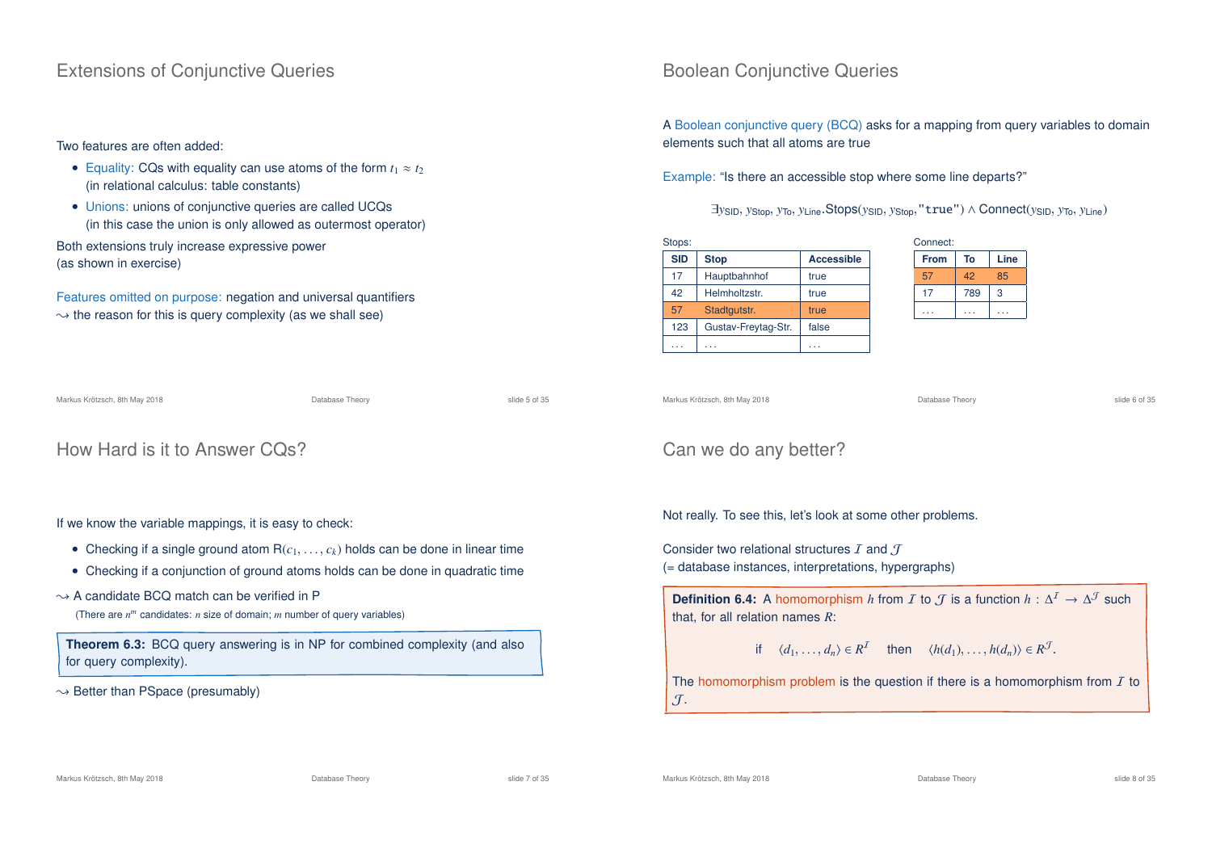## Extensions of Conjunctive Queries

Two features are often added:

- Equality: CQs with equality can use atoms of the form $t_1 \approx t_2$ (in relational calculus: table constants)
- Unions: unions of conjunctive queries are called UCQs (in this case the union is only allowed as outermost operator)

Both extensions truly increase expressive power (as shown in exercise)

Features omitted on purpose: negation and universal quantifiers
$\leadsto$ the reason for this is query complexity (as we shall see)

## Boolean Conjunctive Queries

A Boolean conjunctive query (BCQ) asks for a mapping from query variables to domain elements such that all atoms are true

Example: "Is there an accessible stop where some line departs?"

$$\exists y_{\mathsf{SID}}, y_{\mathsf{Stop}}, y_{\mathsf{To}}, y_{\mathsf{Line}}.\mathsf{Stops}(y_{\mathsf{SID}}, y_{\mathsf{Stop}}, \texttt{"true"}) \land \mathsf{Connect}(y_{\mathsf{SID}}, y_{\mathsf{To}}, y_{\mathsf{Line}})$$

Stops:

| SID | Stop | Accessible |
|---|---|---|
| 17 | Hauptbahnhof | true |
| 42 | Helmholtzstr. | true |
| 57 | Stadtgutstr. | true |
| 123 | Gustav-Freytag-Str. | false |
| ... | ... | ... |

Connect:

| From | To | Line |
|---|---|---|
| 57 | 42 | 85 |
| 17 | 789 | 3 |
| ... | ... | ... |

## How Hard is it to Answer CQs?

If we know the variable mappings, it is easy to check:

- Checking if a single ground atom $\mathsf{R}(c_1, \ldots, c_k)$ holds can be done in linear time
- Checking if a conjunction of ground atoms holds can be done in quadratic time

$\leadsto$ A candidate BCQ match can be verified in P
(There are $n^m$ candidates: $n$ size of domain; $m$ number of query variables)

**Theorem 6.3:** BCQ query answering is in NP for combined complexity (and also for query complexity).

$\leadsto$ Better than PSpace (presumably)

## Can we do any better?

Not really. To see this, let's look at some other problems.

Consider two relational structures $\mathcal{I}$ and $\mathcal{J}$
(= database instances, interpretations, hypergraphs)

**Definition 6.4:** A homomorphism $h$ from $\mathcal{I}$ to $\mathcal{J}$ is a function $h : \Delta^{\mathcal{I}} \to \Delta^{\mathcal{J}}$ such that, for all relation names $R$:

$$\text{if} \quad \langle d_1, \ldots, d_n \rangle \in R^{\mathcal{I}} \quad \text{then} \quad \langle h(d_1), \ldots, h(d_n) \rangle \in R^{\mathcal{J}}.$$

The homomorphism problem is the question if there is a homomorphism from $\mathcal{I}$ to $\mathcal{J}$.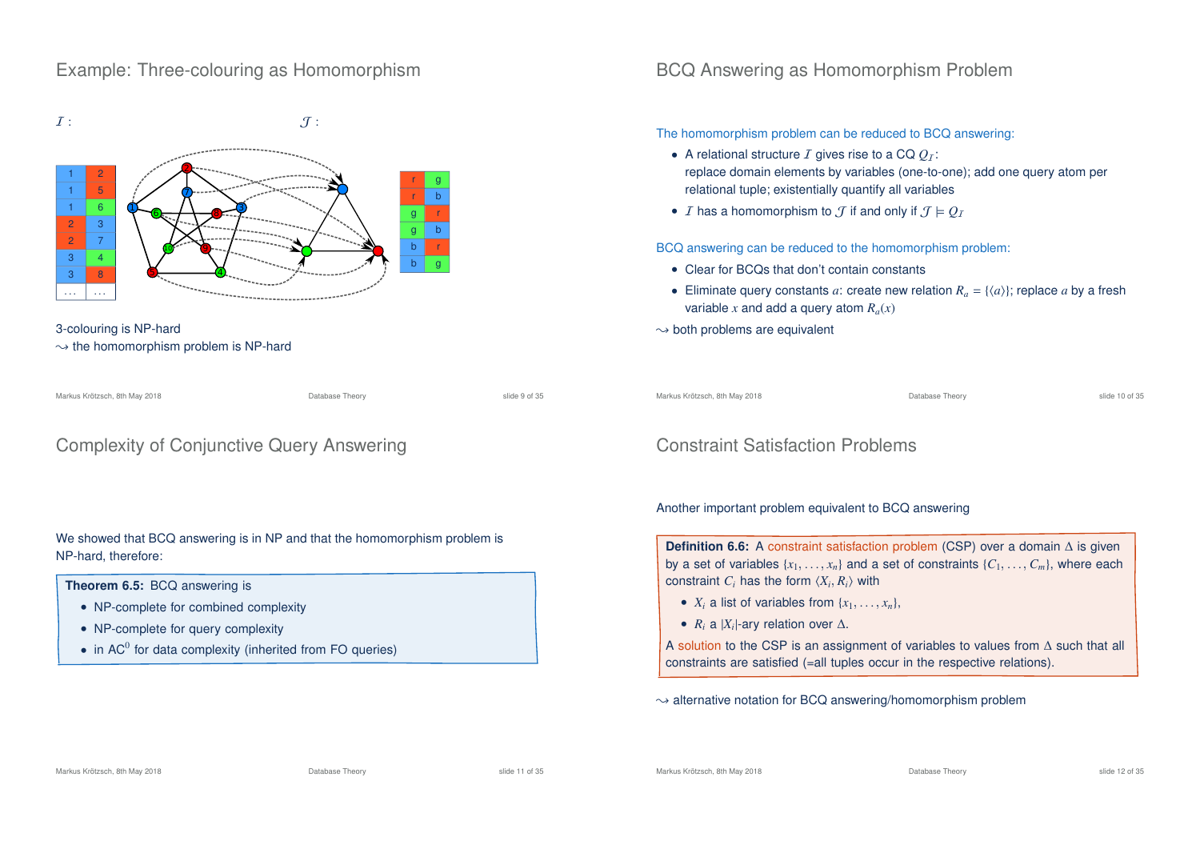## Example: Three-colouring as Homomorphism

$\mathcal{I}$ :

| 1 | 2 |
|---|---|
| 1 | 5 |
| 1 | 6 |
| 2 | 3 |
| 2 | 7 |
| 3 | 4 |
| 3 | 8 |
| ... | ... |

$\mathcal{J}$ :

| r | g |
|---|---|
| r | b |
| g | r |
| g | b |
| b | r |
| b | g |

3-colouring is NP-hard
⇝ the homomorphism problem is NP-hard

## BCQ Answering as Homomorphism Problem

The homomorphism problem can be reduced to BCQ answering:

- A relational structure $\mathcal{I}$ gives rise to a CQ $Q_{\mathcal{I}}$:
  replace domain elements by variables (one-to-one); add one query atom per relational tuple; existentially quantify all variables
- $\mathcal{I}$ has a homomorphism to $\mathcal{J}$ if and only if $\mathcal{J} \models Q_{\mathcal{I}}$

BCQ answering can be reduced to the homomorphism problem:

- Clear for BCQs that don't contain constants
- Eliminate query constants $a$: create new relation $R_a = \{\langle a \rangle\}$; replace $a$ by a fresh variable $x$ and add a query atom $R_a(x)$

⇝ both problems are equivalent

## Complexity of Conjunctive Query Answering

We showed that BCQ answering is in NP and that the homomorphism problem is NP-hard, therefore:

**Theorem 6.5:** BCQ answering is

- NP-complete for combined complexity
- NP-complete for query complexity
- in $\text{AC}^0$ for data complexity (inherited from FO queries)

## Constraint Satisfaction Problems

Another important problem equivalent to BCQ answering

**Definition 6.6:** A constraint satisfaction problem (CSP) over a domain $\Delta$ is given by a set of variables $\{x_1, \ldots, x_n\}$ and a set of constraints $\{C_1, \ldots, C_m\}$, where each constraint $C_i$ has the form $\langle X_i, R_i \rangle$ with

- $X_i$ a list of variables from $\{x_1, \ldots, x_n\}$,
- $R_i$ a $|X_i|$-ary relation over $\Delta$.

A solution to the CSP is an assignment of variables to values from $\Delta$ such that all constraints are satisfied (=all tuples occur in the respective relations).

⇝ alternative notation for BCQ answering/homomorphism problem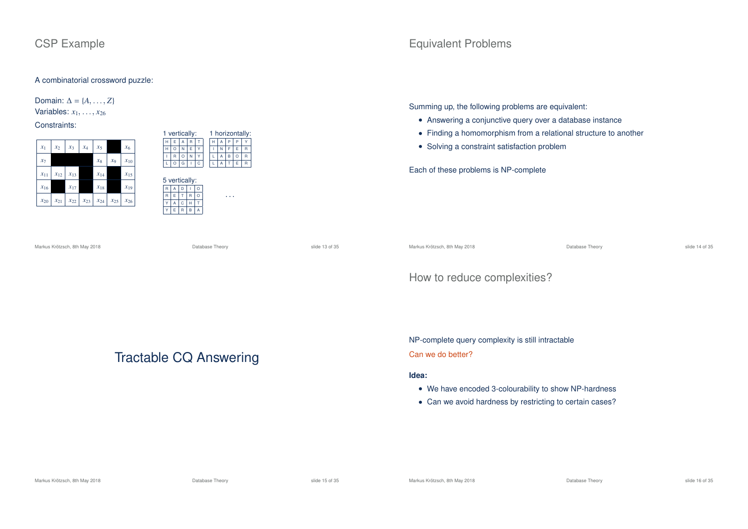## CSP Example

A combinatorial crossword puzzle:

Domain: $\Delta = \{A, \ldots, Z\}$
Variables: $x_1, \ldots, x_{26}$
Constraints:

| $x_1$ | $x_2$ | $x_3$ | $x_4$ | $x_5$ | ■ | $x_6$ |
|---|---|---|---|---|---|---|
| $x_7$ | ■ | ■ | ■ | $x_8$ | $x_9$ | $x_{10}$ |
| $x_{11}$ | $x_{12}$ | $x_{13}$ | ■ | $x_{14}$ | ■ | $x_{15}$ |
| $x_{16}$ | ■ | $x_{17}$ | ■ | $x_{18}$ | ■ | $x_{19}$ |
| $x_{20}$ | $x_{21}$ | $x_{22}$ | $x_{23}$ | $x_{24}$ | $x_{25}$ | $x_{26}$ |

1 vertically:

| H | E | A | R | T |
|---|---|---|---|---|
| H | O | N | E | Y |
| I | R | O | N | Y |
| L | O | G | I | C |

1 horizontally:

| H | A | P | P | Y |
|---|---|---|---|---|
| I | N | F | E | R |
| L | A | B | O | R |
| L | A | T | E | R |

5 vertically:

| R | A | D | I | O |
|---|---|---|---|---|
| R | E | T | R | O |
| Y | A | C | H | T |
| Y | E | R | B | A |

...

## Equivalent Problems

Summing up, the following problems are equivalent:

- Answering a conjunctive query over a database instance
- Finding a homomorphism from a relational structure to another
- Solving a constraint satisfaction problem

Each of these problems is NP-complete

# Tractable CQ Answering

## How to reduce complexities?

NP-complete query complexity is still intractable

Can we do better?

**Idea:**

- We have encoded 3-colourability to show NP-hardness
- Can we avoid hardness by restricting to certain cases?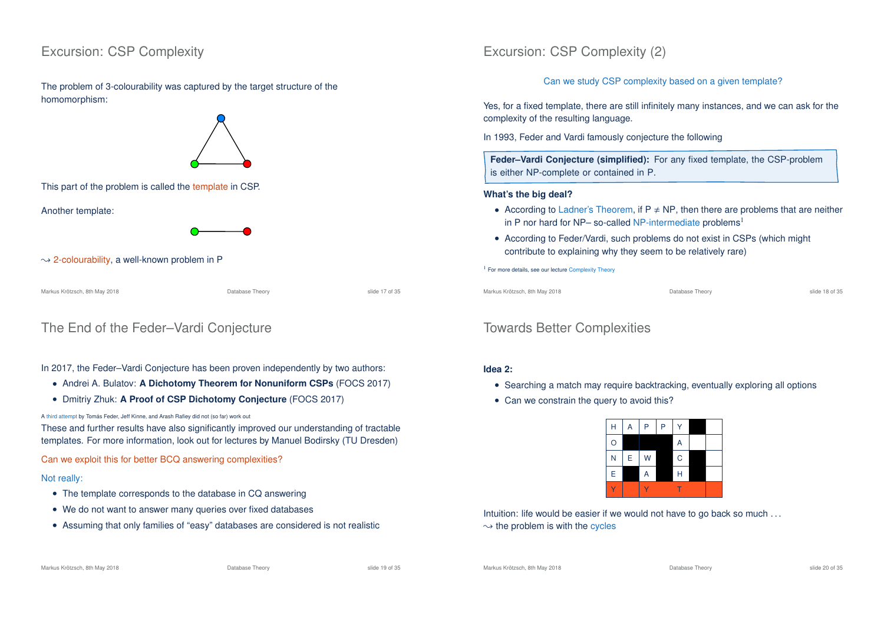## Excursion: CSP Complexity

The problem of 3-colourability was captured by the target structure of the homomorphism:

This part of the problem is called the template in CSP.

Another template:

⇝ 2-colourability, a well-known problem in P

## Excursion: CSP Complexity (2)

Can we study CSP complexity based on a given template?

Yes, for a fixed template, there are still infinitely many instances, and we can ask for the complexity of the resulting language.

In 1993, Feder and Vardi famously conjecture the following

> **Feder–Vardi Conjecture (simplified):** For any fixed template, the CSP-problem is either NP-complete or contained in P.

**What's the big deal?**

- According to Ladner's Theorem, if P ≠ NP, then there are problems that are neither in P nor hard for NP– so-called NP-intermediate problems[1]
- According to Feder/Vardi, such problems do not exist in CSPs (which might contribute to explaining why they seem to be relatively rare)

[1] For more details, see our lecture Complexity Theory

## The End of the Feder–Vardi Conjecture

In 2017, the Feder–Vardi Conjecture has been proven independently by two authors:

- Andrei A. Bulatov: **A Dichotomy Theorem for Nonuniform CSPs** (FOCS 2017)
- Dmitriy Zhuk: **A Proof of CSP Dichotomy Conjecture** (FOCS 2017)

A third attempt by Tomás Feder, Jeff Kinne, and Arash Rafiey did not (so far) work out

These and further results have also significantly improved our understanding of tractable templates. For more information, look out for lectures by Manuel Bodirsky (TU Dresden)

Can we exploit this for better BCQ answering complexities?

Not really:

- The template corresponds to the database in CQ answering
- We do not want to answer many queries over fixed databases
- Assuming that only families of "easy" databases are considered is not realistic

## Towards Better Complexities

**Idea 2:**

- Searching a match may require backtracking, eventually exploring all options
- Can we constrain the query to avoid this?

| H | A | P | P | Y | ■ |  |
|---|---|---|---|---|---|---|
| O | ■ | ■ | ■ | A |  |  |
| N | E | W | ■ | C | ■ |  |
| E | ■ | A | ■ | H | ■ |  |
| Y |  | Y |  | T |  |  |

Intuition: life would be easier if we would not have to go back so much ...
⇝ the problem is with the cycles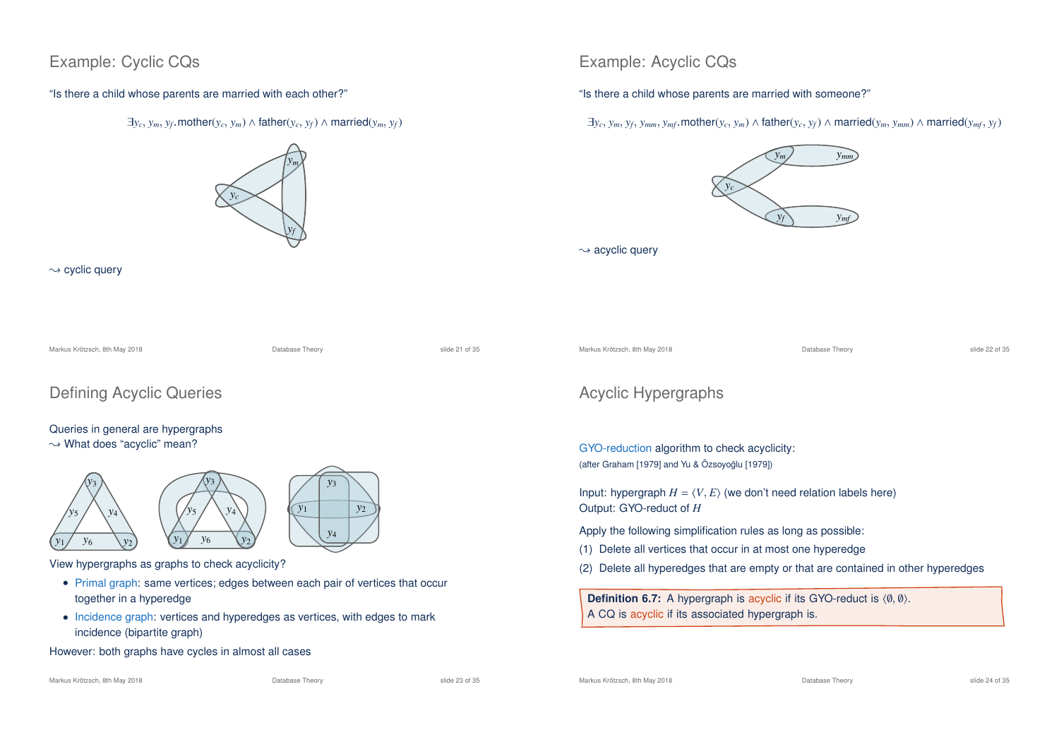## Example: Cyclic CQs

"Is there a child whose parents are married with each other?"

$$\exists y_c, y_m, y_f.\text{mother}(y_c, y_m) \wedge \text{father}(y_c, y_f) \wedge \text{married}(y_m, y_f)$$

$\rightsquigarrow$ cyclic query

## Example: Acyclic CQs

"Is there a child whose parents are married with someone?"

$$\exists y_c, y_m, y_f, y_{mm}, y_{mf}.\text{mother}(y_c, y_m) \wedge \text{father}(y_c, y_f) \wedge \text{married}(y_m, y_{mm}) \wedge \text{married}(y_{mf}, y_f)$$

$\rightsquigarrow$ acyclic query

## Defining Acyclic Queries

Queries in general are hypergraphs
$\rightsquigarrow$ What does "acyclic" mean?

View hypergraphs as graphs to check acyclicity?

- Primal graph: same vertices; edges between each pair of vertices that occur together in a hyperedge
- Incidence graph: vertices and hyperedges as vertices, with edges to mark incidence (bipartite graph)

However: both graphs have cycles in almost all cases

## Acyclic Hypergraphs

GYO-reduction algorithm to check acyclicity:
(after Graham [1979] and Yu & Özsoyoğlu [1979])

Input: hypergraph $H = \langle V, E\rangle$ (we don't need relation labels here)
Output: GYO-reduct of $H$

Apply the following simplification rules as long as possible:

(1) Delete all vertices that occur in at most one hyperedge
(2) Delete all hyperedges that are empty or that are contained in other hyperedges

**Definition 6.7:** A hypergraph is acyclic if its GYO-reduct is $\langle\emptyset, \emptyset\rangle$.
A CQ is acyclic if its associated hypergraph is.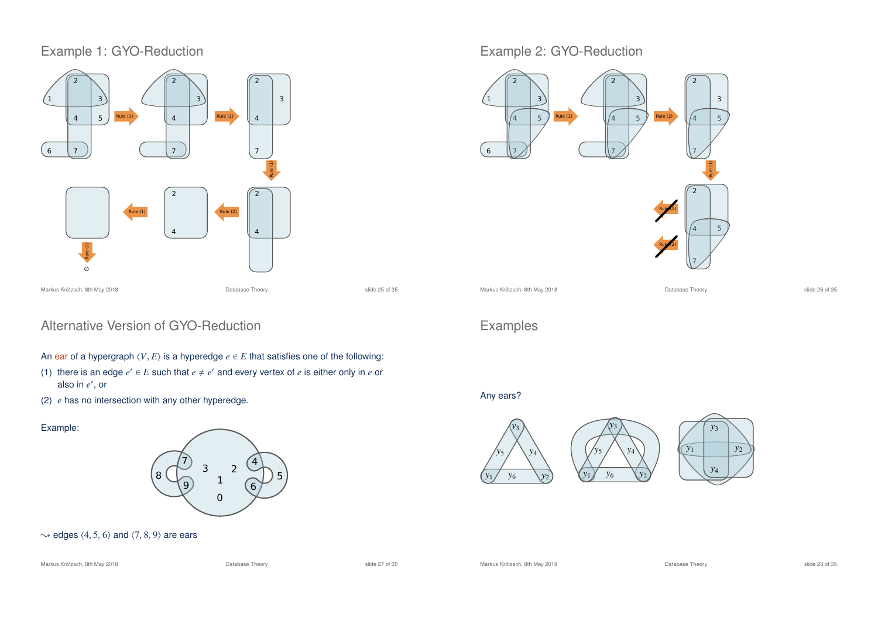## Example 1: GYO-Reduction

## Example 2: GYO-Reduction

## Alternative Version of GYO-Reduction

An ear of a hypergraph $\langle V, E\rangle$ is a hyperedge $e \in E$ that satisfies one of the following:

(1) there is an edge $e' \in E$ such that $e \neq e'$ and every vertex of $e$ is either only in $e$ or also in $e'$, or

(2) $e$ has no intersection with any other hyperedge.

Example:

$\leadsto$ edges $\langle 4, 5, 6\rangle$ and $\langle 7, 8, 9\rangle$ are ears

## Examples

Any ears?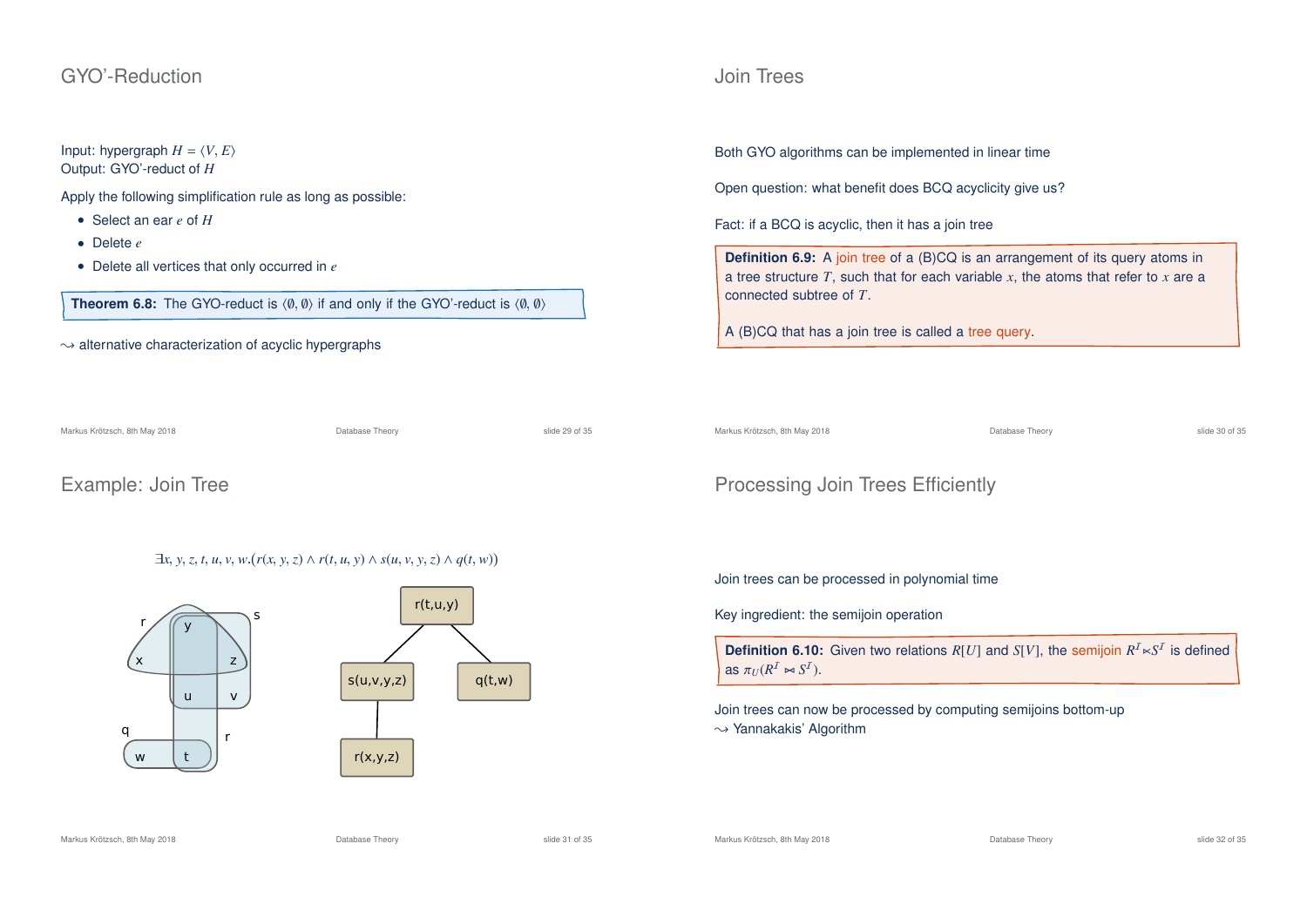## GYO'-Reduction

Input: hypergraph $H = \langle V, E \rangle$
Output: GYO'-reduct of $H$

Apply the following simplification rule as long as possible:

- Select an ear $e$ of $H$
- Delete $e$
- Delete all vertices that only occurred in $e$

**Theorem 6.8:** The GYO-reduct is $\langle \emptyset, \emptyset \rangle$ if and only if the GYO'-reduct is $\langle \emptyset, \emptyset \rangle$

$\leadsto$ alternative characterization of acyclic hypergraphs

## Join Trees

Both GYO algorithms can be implemented in linear time

Open question: what benefit does BCQ acyclicity give us?

Fact: if a BCQ is acyclic, then it has a join tree

**Definition 6.9:** A join tree of a (B)CQ is an arrangement of its query atoms in a tree structure $T$, such that for each variable $x$, the atoms that refer to $x$ are a connected subtree of $T$.

A (B)CQ that has a join tree is called a tree query.

## Example: Join Tree

$$\exists x, y, z, t, u, v, w.(r(x, y, z) \wedge r(t, u, y) \wedge s(u, v, y, z) \wedge q(t, w))$$

## Processing Join Trees Efficiently

Join trees can be processed in polynomial time

Key ingredient: the semijoin operation

**Definition 6.10:** Given two relations $R[U]$ and $S[V]$, the semijoin $R^{\mathcal{I}} \ltimes S^{\mathcal{I}}$ is defined as $\pi_U(R^{\mathcal{I}} \bowtie S^{\mathcal{I}})$.

Join trees can now be processed by computing semijoins bottom-up
$\leadsto$ Yannakakis' Algorithm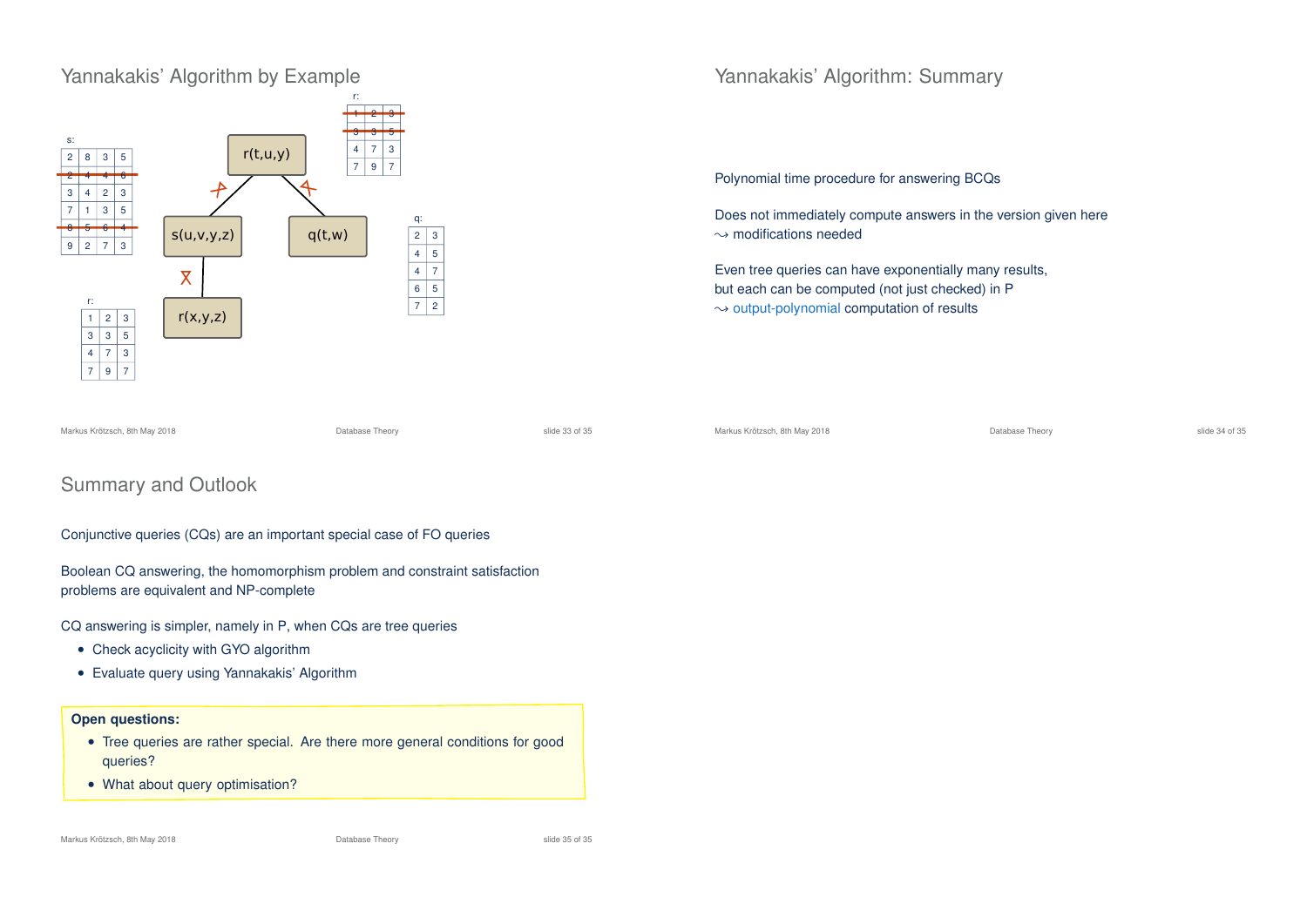## Yannakakis' Algorithm by Example

s:

| | | | |
|---|---|---|---|
| 2 | 8 | 3 | 5 |
| ~~2~~ | ~~4~~ | ~~4~~ | ~~6~~ |
| 3 | 4 | 2 | 3 |
| 7 | 1 | 3 | 5 |
| ~~8~~ | ~~5~~ | ~~6~~ | ~~4~~ |
| 9 | 2 | 7 | 3 |

r:

| | | |
|---|---|---|
| 1 | 2 | 3 |
| 3 | 3 | 5 |
| 4 | 7 | 3 |
| 7 | 9 | 7 |

r (root):

| | | |
|---|---|---|
| ~~1~~ | ~~2~~ | ~~3~~ |
| ~~3~~ | ~~3~~ | ~~5~~ |
| 4 | 7 | 3 |
| 7 | 9 | 7 |

q:

| | |
|---|---|
| 2 | 3 |
| 4 | 5 |
| 4 | 7 |
| 6 | 5 |
| 7 | 2 |

r(t,u,y)

s(u,v,y,z)

q(t,w)

r(x,y,z)

## Yannakakis' Algorithm: Summary

Polynomial time procedure for answering BCQs

Does not immediately compute answers in the version given here
⇝ modifications needed

Even tree queries can have exponentially many results,
but each can be computed (not just checked) in P
⇝ output-polynomial computation of results

## Summary and Outlook

Conjunctive queries (CQs) are an important special case of FO queries

Boolean CQ answering, the homomorphism problem and constraint satisfaction problems are equivalent and NP-complete

CQ answering is simpler, namely in P, when CQs are tree queries

- Check acyclicity with GYO algorithm
- Evaluate query using Yannakakis' Algorithm

**Open questions:**

- Tree queries are rather special. Are there more general conditions for good queries?
- What about query optimisation?